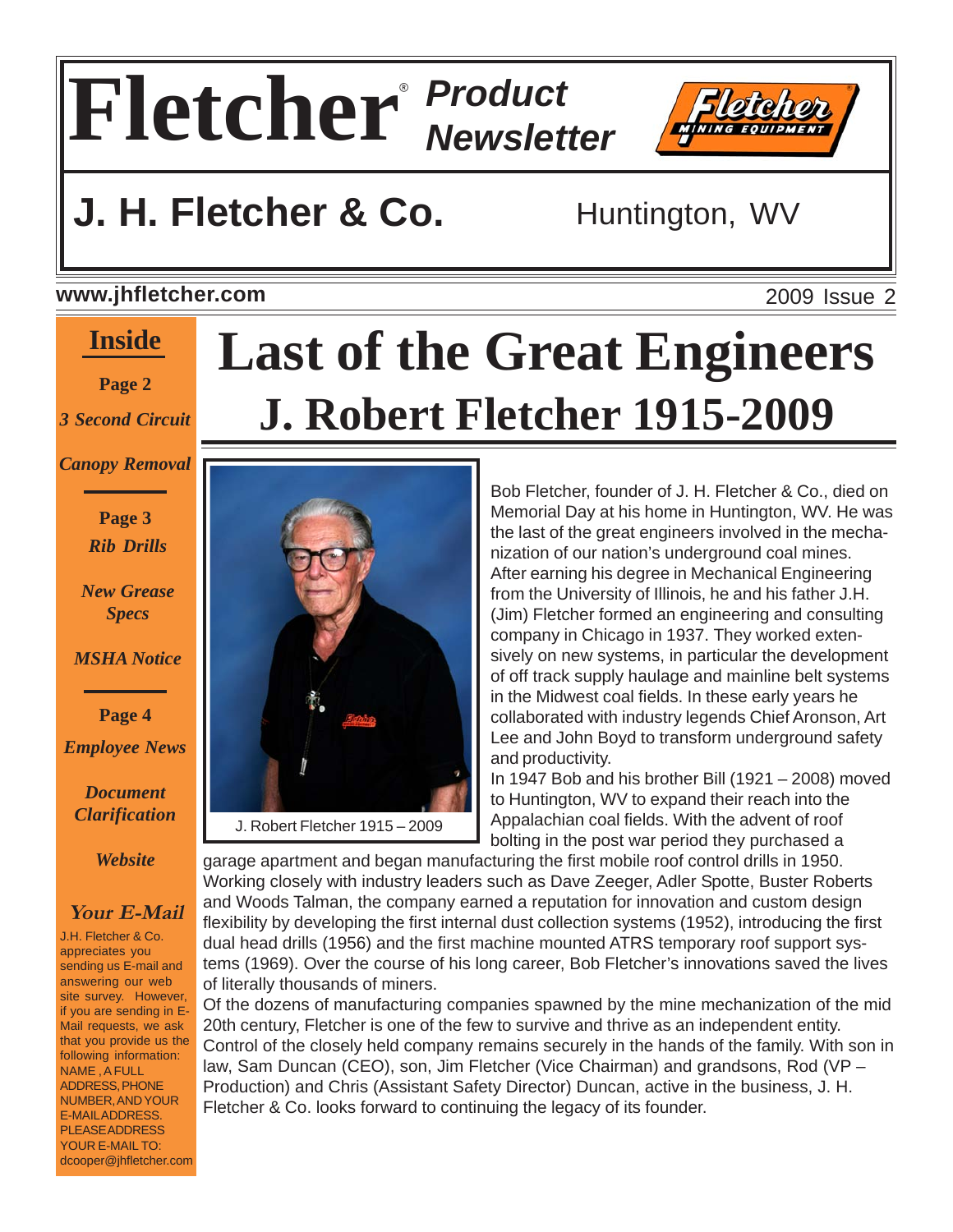# Fletcher® Product Newsletter

## J. H. Fletcher & Co. Huntington, WV

www.jhfletcher.com 2009 Issue 2

**Inside**

**Page 2**

*3 Second Circuit*

*Canopy Removal*

**Page 3**

*Rib Drills*

*New Grease Specs*

*MSHA Notice*

**Page 4**

*Employee News*

*Document Clarification*

*Website*

*Your E-Mail*

J.H. Fletcher & Co. appreciates you sending us E-mail and answering our web site survey. However, if you are sending in E-Mail requests, we ask that you provide us the following information: NAME, A FULL ADDRESS, PHONE NUMBER, AND YOUR E-MAIL ADDRESS. PLEASE ADDRESS YOUR E-MAIL TO: dcooper@jhfletcher.com

# Last of the Great Engineers

## J. Robert Fletcher 1915-2009

J. Robert Fletcher 1915 – 2009

Bob Fletcher, founder of J. H. Fletcher & Co., died on Memorial Day at his home in Huntington, WV. He was the last of the great engineers involved in the mechanization of our nation's underground coal mines. After earning his degree in Mechanical Engineering from the University of Illinois, he and his father J.H. (Jim) Fletcher formed an engineering and consulting company in Chicago in 1937. They worked extensively on new systems, in particular the development of off track supply haulage and mainline belt systems in the Midwest coal fields. In these early years he collaborated with industry legends Chief Aronson, Art Lee and John Boyd to transform underground safety and productivity.

In 1947 Bob and his brother Bill (1921 – 2008) moved to Huntington, WV to expand their reach into the Appalachian coal fields. With the advent of roof bolting in the post war period they purchased a garage apartment and began manufacturing the first mobile roof control drills in 1950. Working closely with industry leaders such as Dave Zeeger, Adler Spotte, Buster Roberts and Woods Talman, the company earned a reputation for innovation and custom design flexibility by developing the first internal dust collection systems (1952), introducing the first dual head drills (1956) and the first machine mounted ATRS temporary roof support systems (1969). Over the course of his long career, Bob Fletcher's innovations saved the lives of literally thousands of miners.

Of the dozens of manufacturing companies spawned by the mine mechanization of the mid 20th century, Fletcher is one of the few to survive and thrive as an independent entity. Control of the closely held company remains securely in the hands of the family. With son in law, Sam Duncan (CEO), son, Jim Fletcher (Vice Chairman) and grandsons, Rod (VP – Production) and Chris (Assistant Safety Director) Duncan, active in the business, J. H. Fletcher & Co. looks forward to continuing the legacy of its founder.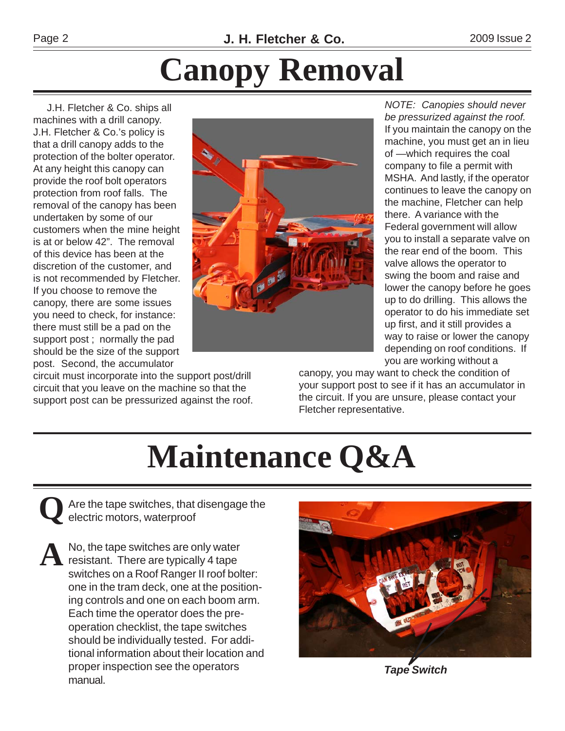# Canopy Removal

J.H. Fletcher & Co. ships all machines with a drill canopy. J.H. Fletcher & Co.'s policy is that a drill canopy adds to the protection of the bolter operator. At any height this canopy can provide the roof bolt operators protection from roof falls. The removal of the canopy has been undertaken by some of our customers when the mine height is at or below 42". The removal of this device has been at the discretion of the customer, and is not recommended by Fletcher. If you choose to remove the canopy, there are some issues you need to check, for instance: there must still be a pad on the support post ; normally the pad should be the size of the support post. Second, the accumulator circuit must incorporate into the support post/drill circuit that you leave on the machine so that the support post can be pressurized against the roof.

*NOTE: Canopies should never be pressurized against the roof.* If you maintain the canopy on the machine, you must get an in lieu of —which requires the coal company to file a permit with MSHA. And lastly, if the operator continues to leave the canopy on the machine, Fletcher can help there. A variance with the Federal government will allow you to install a separate valve on the rear end of the boom. This valve allows the operator to swing the boom and raise and lower the canopy before he goes up to do drilling. This allows the operator to do his immediate set up first, and it still provides a way to raise or lower the canopy depending on roof conditions. If you are working without a canopy, you may want to check the condition of your support post to see if it has an accumulator in the circuit. If you are unsure, please contact your Fletcher representative.

# Maintenance Q&A

**Q** Are the tape switches, that disengage the electric motors, waterproof

**A** No, the tape switches are only water resistant. There are typically 4 tape switches on a Roof Ranger II roof bolter: one in the tram deck, one at the positioning controls and one on each boom arm. Each time the operator does the pre-operation checklist, the tape switches should be individually tested. For additional information about their location and proper inspection see the operators manual.

***Tape Switch***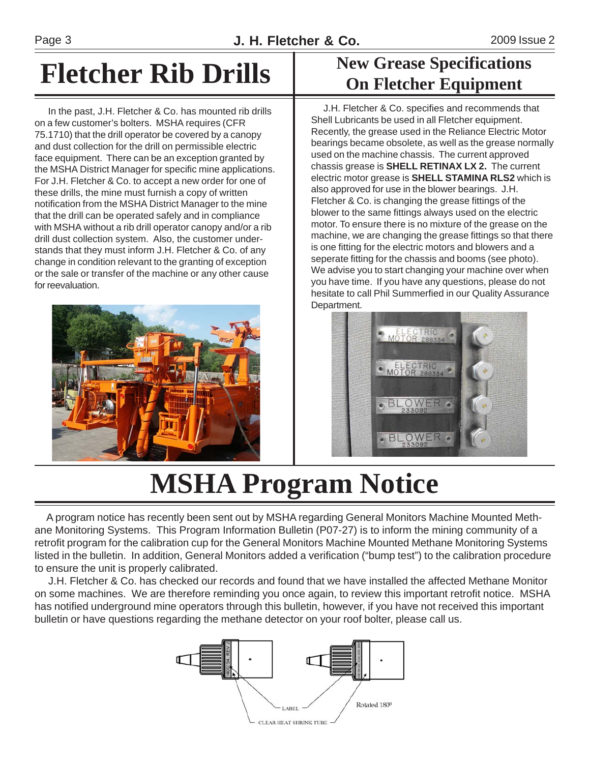# Fletcher Rib Drills

In the past, J.H. Fletcher & Co. has mounted rib drills on a few customer's bolters. MSHA requires (CFR 75.1710) that the drill operator be covered by a canopy and dust collection for the drill on permissible electric face equipment. There can be an exception granted by the MSHA District Manager for specific mine applications. For J.H. Fletcher & Co. to accept a new order for one of these drills, the mine must furnish a copy of written notification from the MSHA District Manager to the mine that the drill can be operated safely and in compliance with MSHA without a rib drill operator canopy and/or a rib drill dust collection system. Also, the customer understands that they must inform J.H. Fletcher & Co. of any change in condition relevant to the granting of exception or the sale or transfer of the machine or any other cause for reevaluation.

# New Grease Specifications On Fletcher Equipment

J.H. Fletcher & Co. specifies and recommends that Shell Lubricants be used in all Fletcher equipment. Recently, the grease used in the Reliance Electric Motor bearings became obsolete, as well as the grease normally used on the machine chassis. The current approved chassis grease is **SHELL RETINAX LX 2.** The current electric motor grease is **SHELL STAMINA RLS2** which is also approved for use in the blower bearings. J.H. Fletcher & Co. is changing the grease fittings of the blower to the same fittings always used on the electric motor. To ensure there is no mixture of the grease on the machine, we are changing the grease fittings so that there is one fitting for the electric motors and blowers and a seperate fitting for the chassis and booms (see photo). We advise you to start changing your machine over when you have time. If you have any questions, please do not hesitate to call Phil Summerfied in our Quality Assurance Department.

# MSHA Program Notice

A program notice has recently been sent out by MSHA regarding General Monitors Machine Mounted Methane Monitoring Systems. This Program Information Bulletin (P07-27) is to inform the mining community of a retrofit program for the calibration cup for the General Monitors Machine Mounted Methane Monitoring Systems listed in the bulletin. In addition, General Monitors added a verification ("bump test") to the calibration procedure to ensure the unit is properly calibrated.

J.H. Fletcher & Co. has checked our records and found that we have installed the affected Methane Monitor on some machines. We are therefore reminding you once again, to review this important retrofit notice. MSHA has notified underground mine operators through this bulletin, however, if you have not received this important bulletin or have questions regarding the methane detector on your roof bolter, please call us.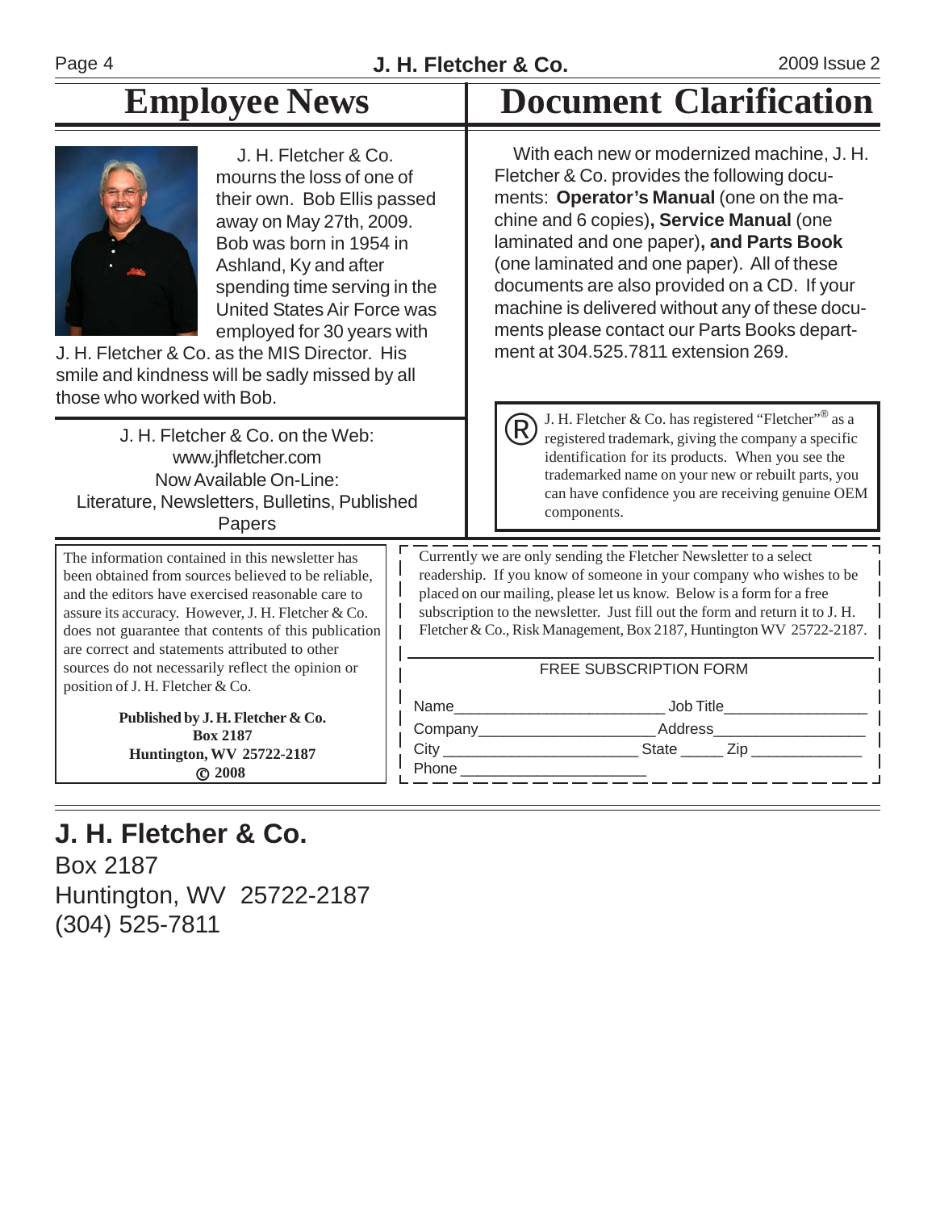# Employee News

J. H. Fletcher & Co. mourns the loss of one of their own. Bob Ellis passed away on May 27th, 2009. Bob was born in 1954 in Ashland, Ky and after spending time serving in the United States Air Force was employed for 30 years with J. H. Fletcher & Co. as the MIS Director. His smile and kindness will be sadly missed by all those who worked with Bob.

J. H. Fletcher & Co. on the Web:
www.jhfletcher.com
Now Available On-Line:
Literature, Newsletters, Bulletins, Published Papers

# Document Clarification

With each new or modernized machine, J. H. Fletcher & Co. provides the following documents: **Operator's Manual** (one on the machine and 6 copies)**, Service Manual** (one laminated and one paper)**, and Parts Book** (one laminated and one paper). All of these documents are also provided on a CD. If your machine is delivered without any of these documents please contact our Parts Books department at 304.525.7811 extension 269.

Ⓡ J. H. Fletcher & Co. has registered "Fletcher"® as a registered trademark, giving the company a specific identification for its products. When you see the trademarked name on your new or rebuilt parts, you can have confidence you are receiving genuine OEM components.

The information contained in this newsletter has been obtained from sources believed to be reliable, and the editors have exercised reasonable care to assure its accuracy. However, J. H. Fletcher & Co. does not guarantee that contents of this publication are correct and statements attributed to other sources do not necessarily reflect the opinion or position of J. H. Fletcher & Co.

**Published by J. H. Fletcher & Co.**
**Box 2187**
**Huntington, WV 25722-2187**
**© 2008**

Currently we are only sending the Fletcher Newsletter to a select readership. If you know of someone in your company who wishes to be placed on our mailing, please let us know. Below is a form for a free subscription to the newsletter. Just fill out the form and return it to J. H. Fletcher & Co., Risk Management, Box 2187, Huntington WV 25722-2187.

FREE SUBSCRIPTION FORM

Name________________________ Job Title_________________
Company____________________ Address__________________
City ______________________ State _____ Zip _____________
Phone _____________________

**J. H. Fletcher & Co.**
Box 2187
Huntington, WV 25722-2187
(304) 525-7811